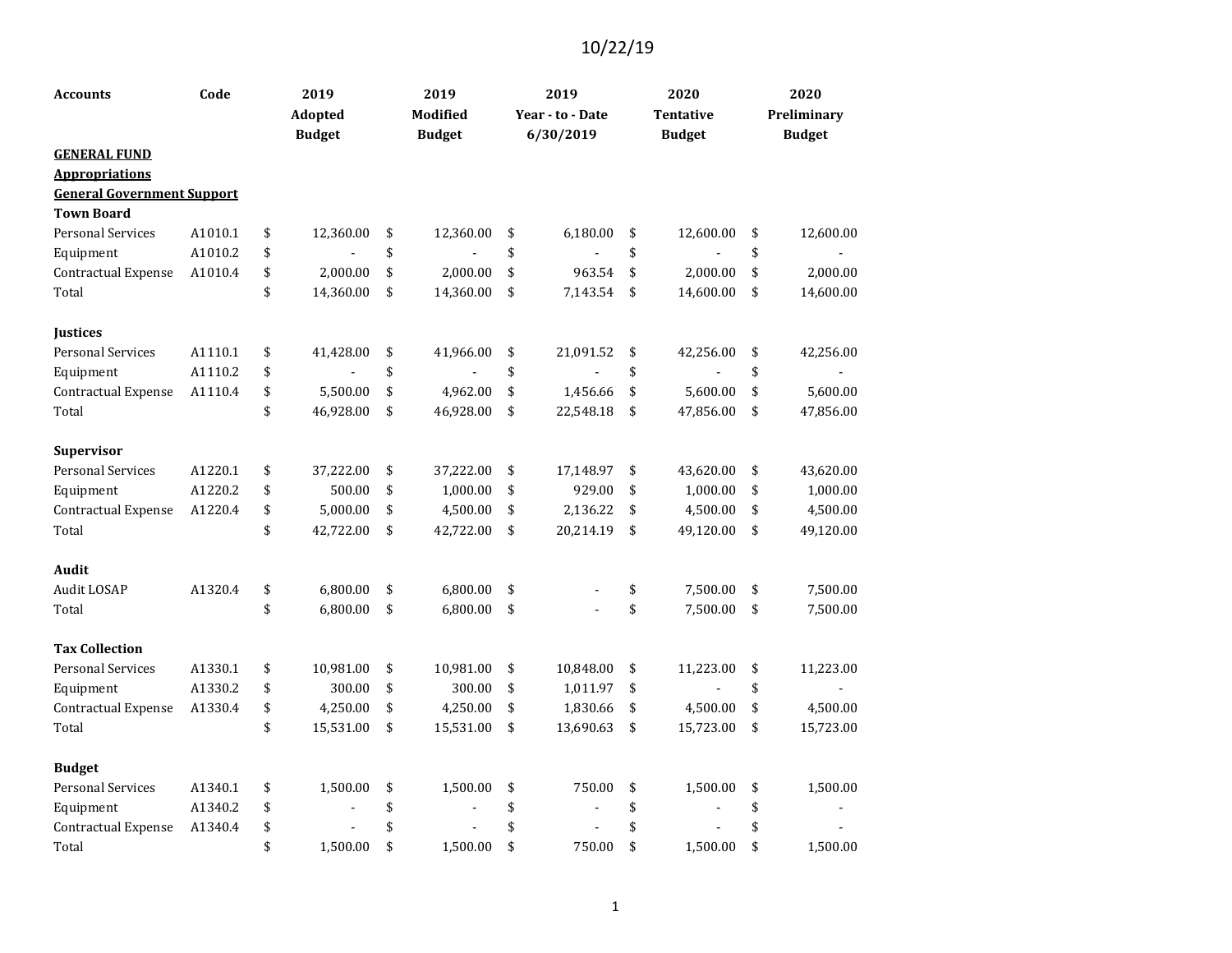10/22/19

| Accounts | Code | 2019 Adopted Budget | 2019 Modified Budget | 2019 Year - to - Date 6/30/2019 | 2020 Tentative Budget | 2020 Preliminary Budget |
|---|---|---|---|---|---|---|
| **<u>GENERAL FUND</u>** | | | | | | |
| **<u>Appropriations</u>** | | | | | | |
| **<u>General Government Support</u>** | | | | | | |
| **Town Board** | | | | | | |
| Personal Services | A1010.1 | $ 12,360.00 | $ 12,360.00 | $ 6,180.00 | $ 12,600.00 | $ 12,600.00 |
| Equipment | A1010.2 | $ - | $ - | $ - | $ - | $ - |
| Contractual Expense | A1010.4 | $ 2,000.00 | $ 2,000.00 | $ 963.54 | $ 2,000.00 | $ 2,000.00 |
| Total | | $ 14,360.00 | $ 14,360.00 | $ 7,143.54 | $ 14,600.00 | $ 14,600.00 |
| | | | | | | |
| **Justices** | | | | | | |
| Personal Services | A1110.1 | $ 41,428.00 | $ 41,966.00 | $ 21,091.52 | $ 42,256.00 | $ 42,256.00 |
| Equipment | A1110.2 | $ - | $ - | $ - | $ - | $ - |
| Contractual Expense | A1110.4 | $ 5,500.00 | $ 4,962.00 | $ 1,456.66 | $ 5,600.00 | $ 5,600.00 |
| Total | | $ 46,928.00 | $ 46,928.00 | $ 22,548.18 | $ 47,856.00 | $ 47,856.00 |
| | | | | | | |
| **Supervisor** | | | | | | |
| Personal Services | A1220.1 | $ 37,222.00 | $ 37,222.00 | $ 17,148.97 | $ 43,620.00 | $ 43,620.00 |
| Equipment | A1220.2 | $ 500.00 | $ 1,000.00 | $ 929.00 | $ 1,000.00 | $ 1,000.00 |
| Contractual Expense | A1220.4 | $ 5,000.00 | $ 4,500.00 | $ 2,136.22 | $ 4,500.00 | $ 4,500.00 |
| Total | | $ 42,722.00 | $ 42,722.00 | $ 20,214.19 | $ 49,120.00 | $ 49,120.00 |
| | | | | | | |
| **Audit** | | | | | | |
| Audit LOSAP | A1320.4 | $ 6,800.00 | $ 6,800.00 | $ - | $ 7,500.00 | $ 7,500.00 |
| Total | | $ 6,800.00 | $ 6,800.00 | $ - | $ 7,500.00 | $ 7,500.00 |
| | | | | | | |
| **Tax Collection** | | | | | | |
| Personal Services | A1330.1 | $ 10,981.00 | $ 10,981.00 | $ 10,848.00 | $ 11,223.00 | $ 11,223.00 |
| Equipment | A1330.2 | $ 300.00 | $ 300.00 | $ 1,011.97 | $ - | $ - |
| Contractual Expense | A1330.4 | $ 4,250.00 | $ 4,250.00 | $ 1,830.66 | $ 4,500.00 | $ 4,500.00 |
| Total | | $ 15,531.00 | $ 15,531.00 | $ 13,690.63 | $ 15,723.00 | $ 15,723.00 |
| | | | | | | |
| **Budget** | | | | | | |
| Personal Services | A1340.1 | $ 1,500.00 | $ 1,500.00 | $ 750.00 | $ 1,500.00 | $ 1,500.00 |
| Equipment | A1340.2 | $ - | $ - | $ - | $ - | $ - |
| Contractual Expense | A1340.4 | $ - | $ - | $ - | $ - | $ - |
| Total | | $ 1,500.00 | $ 1,500.00 | $ 750.00 | $ 1,500.00 | $ 1,500.00 |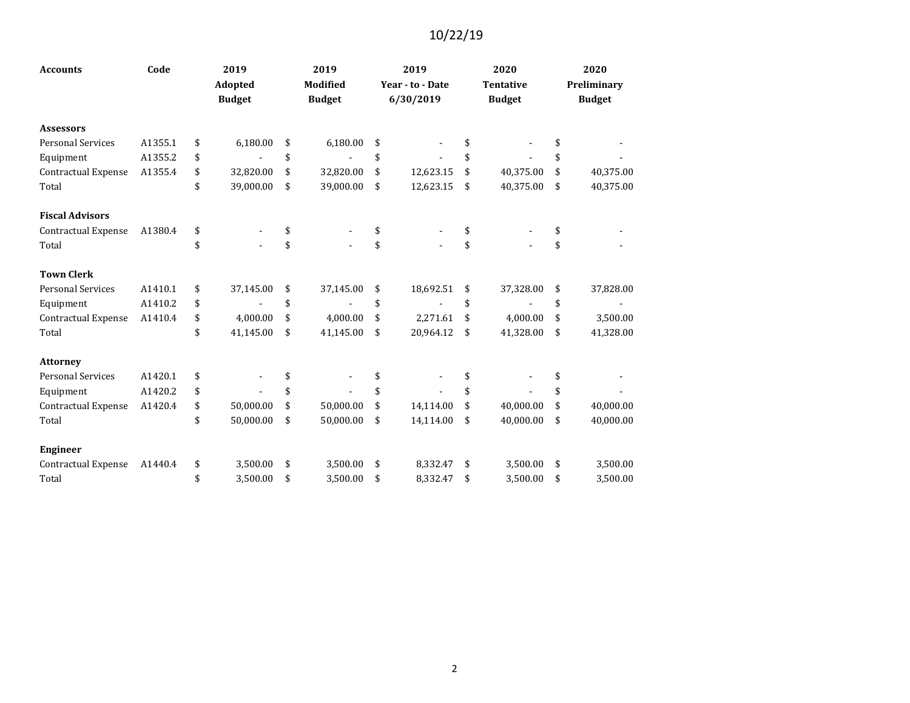10/22/19

| Accounts | Code | 2019 Adopted Budget | 2019 Modified Budget | 2019 Year - to - Date 6/30/2019 | 2020 Tentative Budget | 2020 Preliminary Budget |
|---|---|---|---|---|---|---|
| **Assessors** | | | | | | |
| Personal Services | A1355.1 | $ 6,180.00 | $ 6,180.00 | $ - | $ - | $ - |
| Equipment | A1355.2 | $ - | $ - | $ - | $ - | $ - |
| Contractual Expense | A1355.4 | $ 32,820.00 | $ 32,820.00 | $ 12,623.15 | $ 40,375.00 | $ 40,375.00 |
| Total | | $ 39,000.00 | $ 39,000.00 | $ 12,623.15 | $ 40,375.00 | $ 40,375.00 |
| **Fiscal Advisors** | | | | | | |
| Contractual Expense | A1380.4 | $ - | $ - | $ - | $ - | $ - |
| Total | | $ - | $ - | $ - | $ - | $ - |
| **Town Clerk** | | | | | | |
| Personal Services | A1410.1 | $ 37,145.00 | $ 37,145.00 | $ 18,692.51 | $ 37,328.00 | $ 37,828.00 |
| Equipment | A1410.2 | $ - | $ - | $ - | $ - | $ - |
| Contractual Expense | A1410.4 | $ 4,000.00 | $ 4,000.00 | $ 2,271.61 | $ 4,000.00 | $ 3,500.00 |
| Total | | $ 41,145.00 | $ 41,145.00 | $ 20,964.12 | $ 41,328.00 | $ 41,328.00 |
| **Attorney** | | | | | | |
| Personal Services | A1420.1 | $ - | $ - | $ - | $ - | $ - |
| Equipment | A1420.2 | $ - | $ - | $ - | $ - | $ - |
| Contractual Expense | A1420.4 | $ 50,000.00 | $ 50,000.00 | $ 14,114.00 | $ 40,000.00 | $ 40,000.00 |
| Total | | $ 50,000.00 | $ 50,000.00 | $ 14,114.00 | $ 40,000.00 | $ 40,000.00 |
| **Engineer** | | | | | | |
| Contractual Expense | A1440.4 | $ 3,500.00 | $ 3,500.00 | $ 8,332.47 | $ 3,500.00 | $ 3,500.00 |
| Total | | $ 3,500.00 | $ 3,500.00 | $ 8,332.47 | $ 3,500.00 | $ 3,500.00 |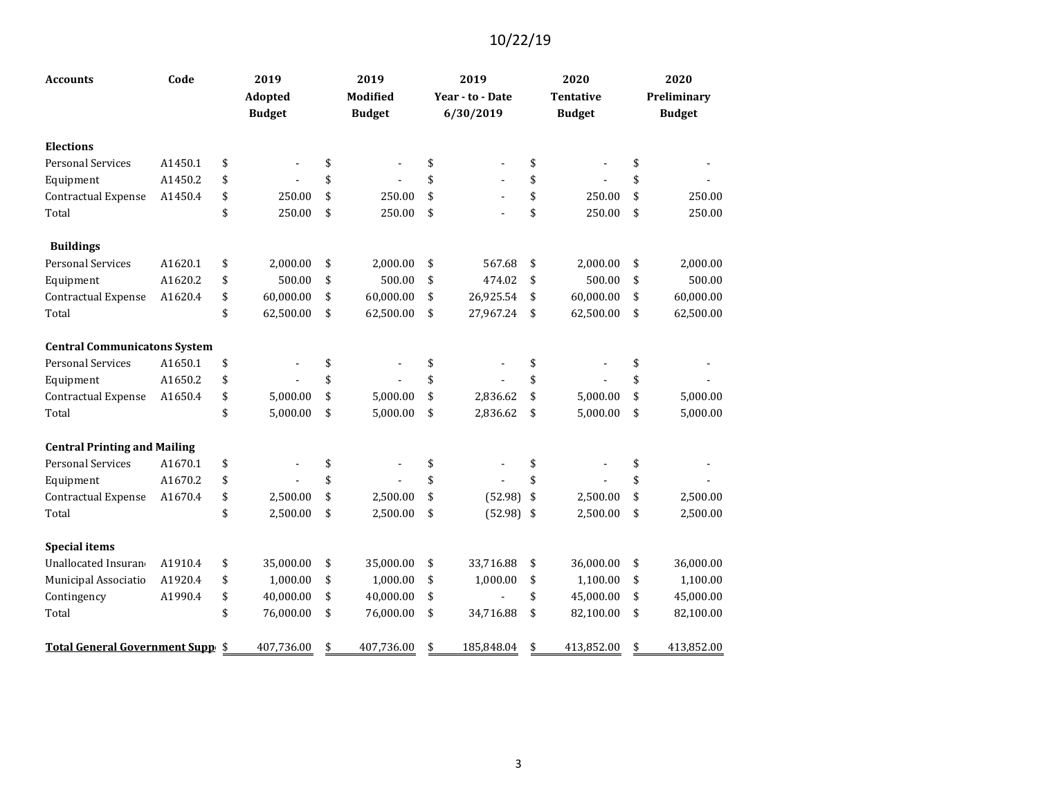10/22/19

| Accounts | Code | 2019 Adopted Budget | 2019 Modified Budget | 2019 Year - to - Date 6/30/2019 | 2020 Tentative Budget | 2020 Preliminary Budget |
|---|---|---|---|---|---|---|
| **Elections** | | | | | | |
| Personal Services | A1450.1 | $ - | $ - | $ - | $ - | $ - |
| Equipment | A1450.2 | $ - | $ - | $ - | $ - | $ - |
| Contractual Expense | A1450.4 | $ 250.00 | $ 250.00 | $ - | $ 250.00 | $ 250.00 |
| Total | | $ 250.00 | $ 250.00 | $ - | $ 250.00 | $ 250.00 |
| **Buildings** | | | | | | |
| Personal Services | A1620.1 | $ 2,000.00 | $ 2,000.00 | $ 567.68 | $ 2,000.00 | $ 2,000.00 |
| Equipment | A1620.2 | $ 500.00 | $ 500.00 | $ 474.02 | $ 500.00 | $ 500.00 |
| Contractual Expense | A1620.4 | $ 60,000.00 | $ 60,000.00 | $ 26,925.54 | $ 60,000.00 | $ 60,000.00 |
| Total | | $ 62,500.00 | $ 62,500.00 | $ 27,967.24 | $ 62,500.00 | $ 62,500.00 |
| **Central Communicatons System** | | | | | | |
| Personal Services | A1650.1 | $ - | $ - | $ - | $ - | $ - |
| Equipment | A1650.2 | $ - | $ - | $ - | $ - | $ - |
| Contractual Expense | A1650.4 | $ 5,000.00 | $ 5,000.00 | $ 2,836.62 | $ 5,000.00 | $ 5,000.00 |
| Total | | $ 5,000.00 | $ 5,000.00 | $ 2,836.62 | $ 5,000.00 | $ 5,000.00 |
| **Central Printing and Mailing** | | | | | | |
| Personal Services | A1670.1 | $ - | $ - | $ - | $ - | $ - |
| Equipment | A1670.2 | $ - | $ - | $ - | $ - | $ - |
| Contractual Expense | A1670.4 | $ 2,500.00 | $ 2,500.00 | $ (52.98) | $ 2,500.00 | $ 2,500.00 |
| Total | | $ 2,500.00 | $ 2,500.00 | $ (52.98) | $ 2,500.00 | $ 2,500.00 |
| **Special items** | | | | | | |
| Unallocated Insuran | A1910.4 | $ 35,000.00 | $ 35,000.00 | $ 33,716.88 | $ 36,000.00 | $ 36,000.00 |
| Municipal Associatio | A1920.4 | $ 1,000.00 | $ 1,000.00 | $ 1,000.00 | $ 1,100.00 | $ 1,100.00 |
| Contingency | A1990.4 | $ 40,000.00 | $ 40,000.00 | $ - | $ 45,000.00 | $ 45,000.00 |
| Total | | $ 76,000.00 | $ 76,000.00 | $ 34,716.88 | $ 82,100.00 | $ 82,100.00 |
| **Total General Government Supp** | | $ 407,736.00 | $ 407,736.00 | $ 185,848.04 | $ 413,852.00 | $ 413,852.00 |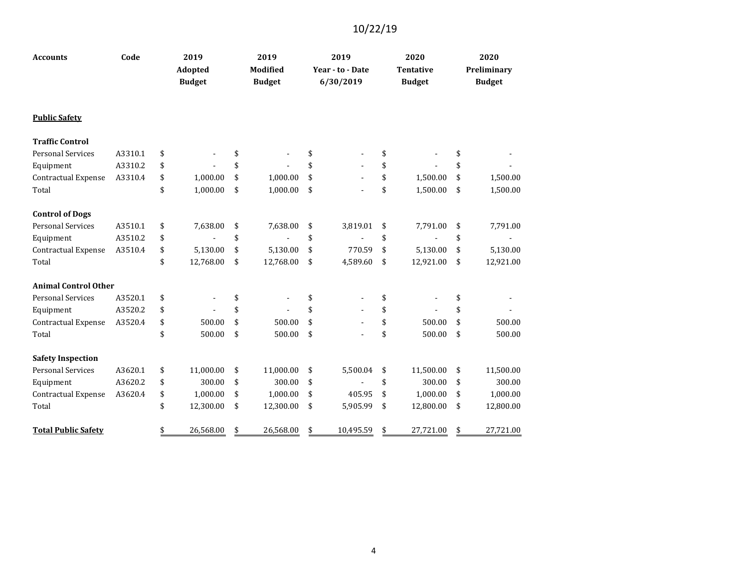10/22/19

| Accounts | Code | 2019 Adopted Budget | 2019 Modified Budget | 2019 Year - to - Date 6/30/2019 | 2020 Tentative Budget | 2020 Preliminary Budget |
|---|---|---|---|---|---|---|
| **Public Safety** | | | | | | |
| **Traffic Control** | | | | | | |
| Personal Services | A3310.1 | $ - | $ - | $ - | $ - | $ - |
| Equipment | A3310.2 | $ - | $ - | $ - | $ - | $ - |
| Contractual Expense | A3310.4 | $ 1,000.00 | $ 1,000.00 | $ - | $ 1,500.00 | $ 1,500.00 |
| Total | | $ 1,000.00 | $ 1,000.00 | $ - | $ 1,500.00 | $ 1,500.00 |
| **Control of Dogs** | | | | | | |
| Personal Services | A3510.1 | $ 7,638.00 | $ 7,638.00 | $ 3,819.01 | $ 7,791.00 | $ 7,791.00 |
| Equipment | A3510.2 | $ - | $ - | $ - | $ - | $ - |
| Contractual Expense | A3510.4 | $ 5,130.00 | $ 5,130.00 | $ 770.59 | $ 5,130.00 | $ 5,130.00 |
| Total | | $ 12,768.00 | $ 12,768.00 | $ 4,589.60 | $ 12,921.00 | $ 12,921.00 |
| **Animal Control Other** | | | | | | |
| Personal Services | A3520.1 | $ - | $ - | $ - | $ - | $ - |
| Equipment | A3520.2 | $ - | $ - | $ - | $ - | $ - |
| Contractual Expense | A3520.4 | $ 500.00 | $ 500.00 | $ - | $ 500.00 | $ 500.00 |
| Total | | $ 500.00 | $ 500.00 | $ - | $ 500.00 | $ 500.00 |
| **Safety Inspection** | | | | | | |
| Personal Services | A3620.1 | $ 11,000.00 | $ 11,000.00 | $ 5,500.04 | $ 11,500.00 | $ 11,500.00 |
| Equipment | A3620.2 | $ 300.00 | $ 300.00 | $ - | $ 300.00 | $ 300.00 |
| Contractual Expense | A3620.4 | $ 1,000.00 | $ 1,000.00 | $ 405.95 | $ 1,000.00 | $ 1,000.00 |
| Total | | $ 12,300.00 | $ 12,300.00 | $ 5,905.99 | $ 12,800.00 | $ 12,800.00 |
| **Total Public Safety** | | $ 26,568.00 | $ 26,568.00 | $ 10,495.59 | $ 27,721.00 | $ 27,721.00 |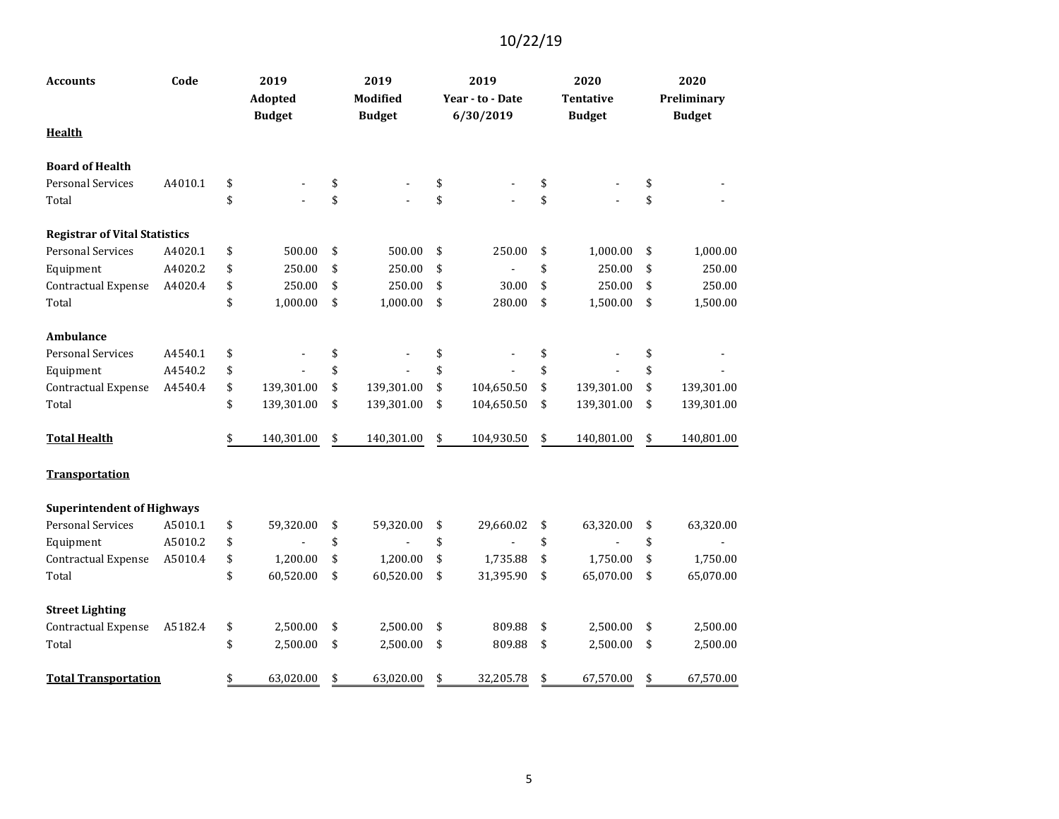10/22/19

| Accounts | Code | 2019 Adopted Budget | 2019 Modified Budget | 2019 Year - to - Date 6/30/2019 | 2020 Tentative Budget | 2020 Preliminary Budget |
|---|---|---|---|---|---|---|
| **Health** | | | | | | |
| **Board of Health** | | | | | | |
| Personal Services | A4010.1 | $ - | $ - | $ - | $ - | $ - |
| Total | | $ - | $ - | $ - | $ - | $ - |
| **Registrar of Vital Statistics** | | | | | | |
| Personal Services | A4020.1 | $ 500.00 | $ 500.00 | $ 250.00 | $ 1,000.00 | $ 1,000.00 |
| Equipment | A4020.2 | $ 250.00 | $ 250.00 | $ - | $ 250.00 | $ 250.00 |
| Contractual Expense | A4020.4 | $ 250.00 | $ 250.00 | $ 30.00 | $ 250.00 | $ 250.00 |
| Total | | $ 1,000.00 | $ 1,000.00 | $ 280.00 | $ 1,500.00 | $ 1,500.00 |
| **Ambulance** | | | | | | |
| Personal Services | A4540.1 | $ - | $ - | $ - | $ - | $ - |
| Equipment | A4540.2 | $ - | $ - | $ - | $ - | $ - |
| Contractual Expense | A4540.4 | $ 139,301.00 | $ 139,301.00 | $ 104,650.50 | $ 139,301.00 | $ 139,301.00 |
| Total | | $ 139,301.00 | $ 139,301.00 | $ 104,650.50 | $ 139,301.00 | $ 139,301.00 |
| **Total Health** | | $ 140,301.00 | $ 140,301.00 | $ 104,930.50 | $ 140,801.00 | $ 140,801.00 |
| **Transportation** | | | | | | |
| **Superintendent of Highways** | | | | | | |
| Personal Services | A5010.1 | $ 59,320.00 | $ 59,320.00 | $ 29,660.02 | $ 63,320.00 | $ 63,320.00 |
| Equipment | A5010.2 | $ - | $ - | $ - | $ - | $ - |
| Contractual Expense | A5010.4 | $ 1,200.00 | $ 1,200.00 | $ 1,735.88 | $ 1,750.00 | $ 1,750.00 |
| Total | | $ 60,520.00 | $ 60,520.00 | $ 31,395.90 | $ 65,070.00 | $ 65,070.00 |
| **Street Lighting** | | | | | | |
| Contractual Expense | A5182.4 | $ 2,500.00 | $ 2,500.00 | $ 809.88 | $ 2,500.00 | $ 2,500.00 |
| Total | | $ 2,500.00 | $ 2,500.00 | $ 809.88 | $ 2,500.00 | $ 2,500.00 |
| **Total Transportation** | | $ 63,020.00 | $ 63,020.00 | $ 32,205.78 | $ 67,570.00 | $ 67,570.00 |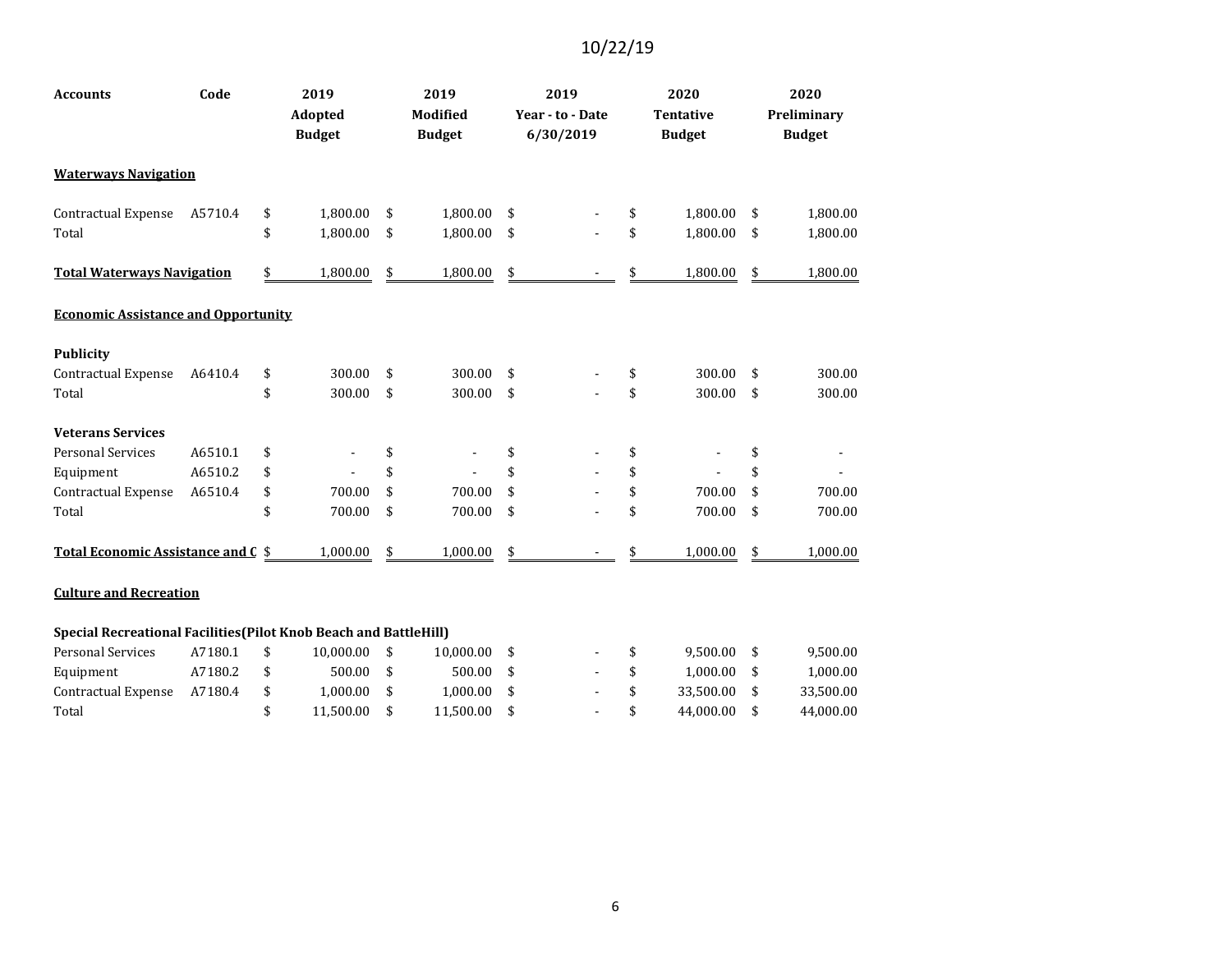10/22/19

| Accounts | Code | 2019 Adopted Budget | 2019 Modified Budget | 2019 Year - to - Date 6/30/2019 | 2020 Tentative Budget | 2020 Preliminary Budget |
|---|---|---|---|---|---|---|
| **Waterways Navigation** | | | | | | |
| Contractual Expense | A5710.4 | $ 1,800.00 | $ 1,800.00 | $ - | $ 1,800.00 | $ 1,800.00 |
| Total | | $ 1,800.00 | $ 1,800.00 | $ - | $ 1,800.00 | $ 1,800.00 |
| **Total Waterways Navigation** | | $ 1,800.00 | $ 1,800.00 | $ - | $ 1,800.00 | $ 1,800.00 |
| **Economic Assistance and Opportunity** | | | | | | |
| **Publicity** | | | | | | |
| Contractual Expense | A6410.4 | $ 300.00 | $ 300.00 | $ - | $ 300.00 | $ 300.00 |
| Total | | $ 300.00 | $ 300.00 | $ - | $ 300.00 | $ 300.00 |
| **Veterans Services** | | | | | | |
| Personal Services | A6510.1 | $ - | $ - | $ - | $ - | $ - |
| Equipment | A6510.2 | $ - | $ - | $ - | $ - | $ - |
| Contractual Expense | A6510.4 | $ 700.00 | $ 700.00 | $ - | $ 700.00 | $ 700.00 |
| Total | | $ 700.00 | $ 700.00 | $ - | $ 700.00 | $ 700.00 |
| **Total Economic Assistance and C** | | $ 1,000.00 | $ 1,000.00 | $ - | $ 1,000.00 | $ 1,000.00 |
| **Culture and Recreation** | | | | | | |
| **Special Recreational Facilities(Pilot Knob Beach and BattleHill)** | | | | | | |
| Personal Services | A7180.1 | $ 10,000.00 | $ 10,000.00 | $ - | $ 9,500.00 | $ 9,500.00 |
| Equipment | A7180.2 | $ 500.00 | $ 500.00 | $ - | $ 1,000.00 | $ 1,000.00 |
| Contractual Expense | A7180.4 | $ 1,000.00 | $ 1,000.00 | $ - | $ 33,500.00 | $ 33,500.00 |
| Total | | $ 11,500.00 | $ 11,500.00 | $ - | $ 44,000.00 | $ 44,000.00 |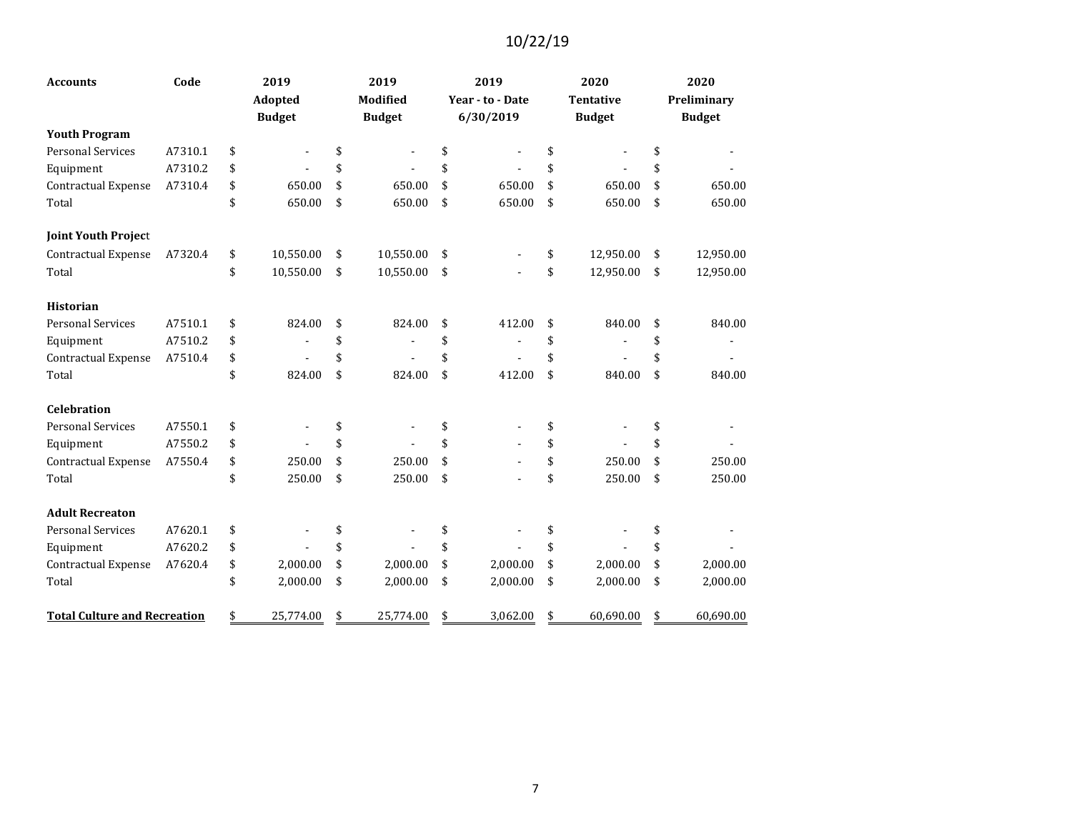10/22/19

| Accounts | Code | 2019 Adopted Budget | 2019 Modified Budget | 2019 Year - to - Date 6/30/2019 | 2020 Tentative Budget | 2020 Preliminary Budget |
|---|---|---|---|---|---|---|
| **Youth Program** | | | | | | |
| Personal Services | A7310.1 | $ - | $ - | $ - | $ - | $ - |
| Equipment | A7310.2 | $ - | $ - | $ - | $ - | $ - |
| Contractual Expense | A7310.4 | $ 650.00 | $ 650.00 | $ 650.00 | $ 650.00 | $ 650.00 |
| Total | | $ 650.00 | $ 650.00 | $ 650.00 | $ 650.00 | $ 650.00 |
| **Joint Youth Project** | | | | | | |
| Contractual Expense | A7320.4 | $ 10,550.00 | $ 10,550.00 | $ - | $ 12,950.00 | $ 12,950.00 |
| Total | | $ 10,550.00 | $ 10,550.00 | $ - | $ 12,950.00 | $ 12,950.00 |
| **Historian** | | | | | | |
| Personal Services | A7510.1 | $ 824.00 | $ 824.00 | $ 412.00 | $ 840.00 | $ 840.00 |
| Equipment | A7510.2 | $ - | $ - | $ - | $ - | $ - |
| Contractual Expense | A7510.4 | $ - | $ - | $ - | $ - | $ - |
| Total | | $ 824.00 | $ 824.00 | $ 412.00 | $ 840.00 | $ 840.00 |
| **Celebration** | | | | | | |
| Personal Services | A7550.1 | $ - | $ - | $ - | $ - | $ - |
| Equipment | A7550.2 | $ - | $ - | $ - | $ - | $ - |
| Contractual Expense | A7550.4 | $ 250.00 | $ 250.00 | $ - | $ 250.00 | $ 250.00 |
| Total | | $ 250.00 | $ 250.00 | $ - | $ 250.00 | $ 250.00 |
| **Adult Recreaton** | | | | | | |
| Personal Services | A7620.1 | $ - | $ - | $ - | $ - | $ - |
| Equipment | A7620.2 | $ - | $ - | $ - | $ - | $ - |
| Contractual Expense | A7620.4 | $ 2,000.00 | $ 2,000.00 | $ 2,000.00 | $ 2,000.00 | $ 2,000.00 |
| Total | | $ 2,000.00 | $ 2,000.00 | $ 2,000.00 | $ 2,000.00 | $ 2,000.00 |
| **Total Culture and Recreation** | | $ 25,774.00 | $ 25,774.00 | $ 3,062.00 | $ 60,690.00 | $ 60,690.00 |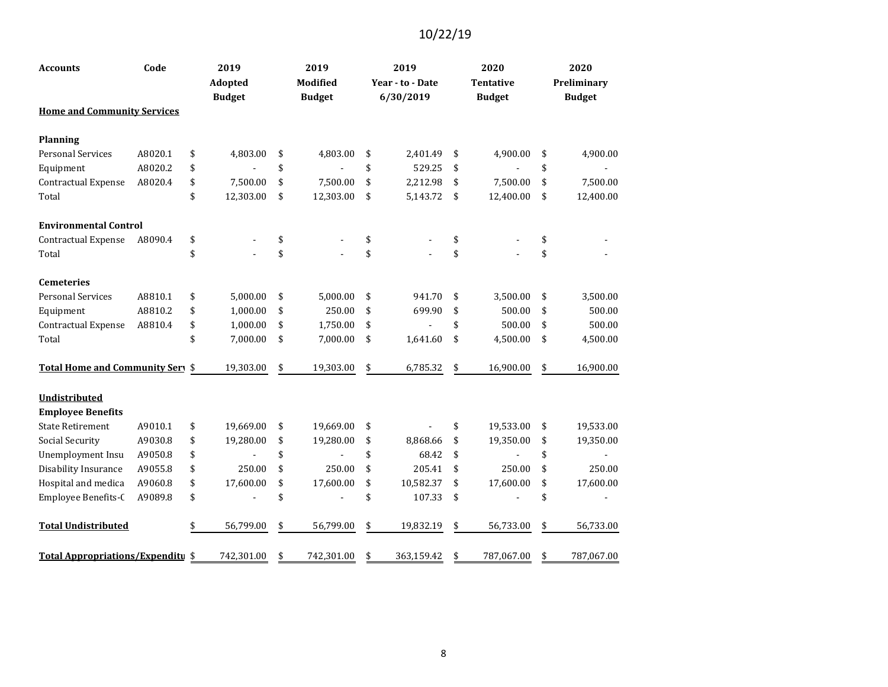10/22/19

| Accounts | Code | 2019 Adopted Budget | 2019 Modified Budget | 2019 Year - to - Date 6/30/2019 | 2020 Tentative Budget | 2020 Preliminary Budget |
|---|---|---|---|---|---|---|
| **Home and Community Services** | | | | | | |
| **Planning** | | | | | | |
| Personal Services | A8020.1 | $ 4,803.00 | $ 4,803.00 | $ 2,401.49 | $ 4,900.00 | $ 4,900.00 |
| Equipment | A8020.2 | $ - | $ - | $ 529.25 | $ - | $ - |
| Contractual Expense | A8020.4 | $ 7,500.00 | $ 7,500.00 | $ 2,212.98 | $ 7,500.00 | $ 7,500.00 |
| Total | | $ 12,303.00 | $ 12,303.00 | $ 5,143.72 | $ 12,400.00 | $ 12,400.00 |
| **Environmental Control** | | | | | | |
| Contractual Expense | A8090.4 | $ - | $ - | $ - | $ - | $ - |
| Total | | $ - | $ - | $ - | $ - | $ - |
| **Cemeteries** | | | | | | |
| Personal Services | A8810.1 | $ 5,000.00 | $ 5,000.00 | $ 941.70 | $ 3,500.00 | $ 3,500.00 |
| Equipment | A8810.2 | $ 1,000.00 | $ 250.00 | $ 699.90 | $ 500.00 | $ 500.00 |
| Contractual Expense | A8810.4 | $ 1,000.00 | $ 1,750.00 | $ - | $ 500.00 | $ 500.00 |
| Total | | $ 7,000.00 | $ 7,000.00 | $ 1,641.60 | $ 4,500.00 | $ 4,500.00 |
| **Total Home and Community Serv** | | $ 19,303.00 | $ 19,303.00 | $ 6,785.32 | $ 16,900.00 | $ 16,900.00 |
| **Undistributed** | | | | | | |
| **Employee Benefits** | | | | | | |
| State Retirement | A9010.1 | $ 19,669.00 | $ 19,669.00 | $ - | $ 19,533.00 | $ 19,533.00 |
| Social Security | A9030.8 | $ 19,280.00 | $ 19,280.00 | $ 8,868.66 | $ 19,350.00 | $ 19,350.00 |
| Unemployment Insu | A9050.8 | $ - | $ - | $ 68.42 | $ - | $ - |
| Disability Insurance | A9055.8 | $ 250.00 | $ 250.00 | $ 205.41 | $ 250.00 | $ 250.00 |
| Hospital and medica | A9060.8 | $ 17,600.00 | $ 17,600.00 | $ 10,582.37 | $ 17,600.00 | $ 17,600.00 |
| Employee Benefits-( | A9089.8 | $ - | $ - | $ 107.33 | $ - | $ - |
| **Total Undistributed** | | $ 56,799.00 | $ 56,799.00 | $ 19,832.19 | $ 56,733.00 | $ 56,733.00 |
| **Total Appropriations/Expenditu** | | $ 742,301.00 | $ 742,301.00 | $ 363,159.42 | $ 787,067.00 | $ 787,067.00 |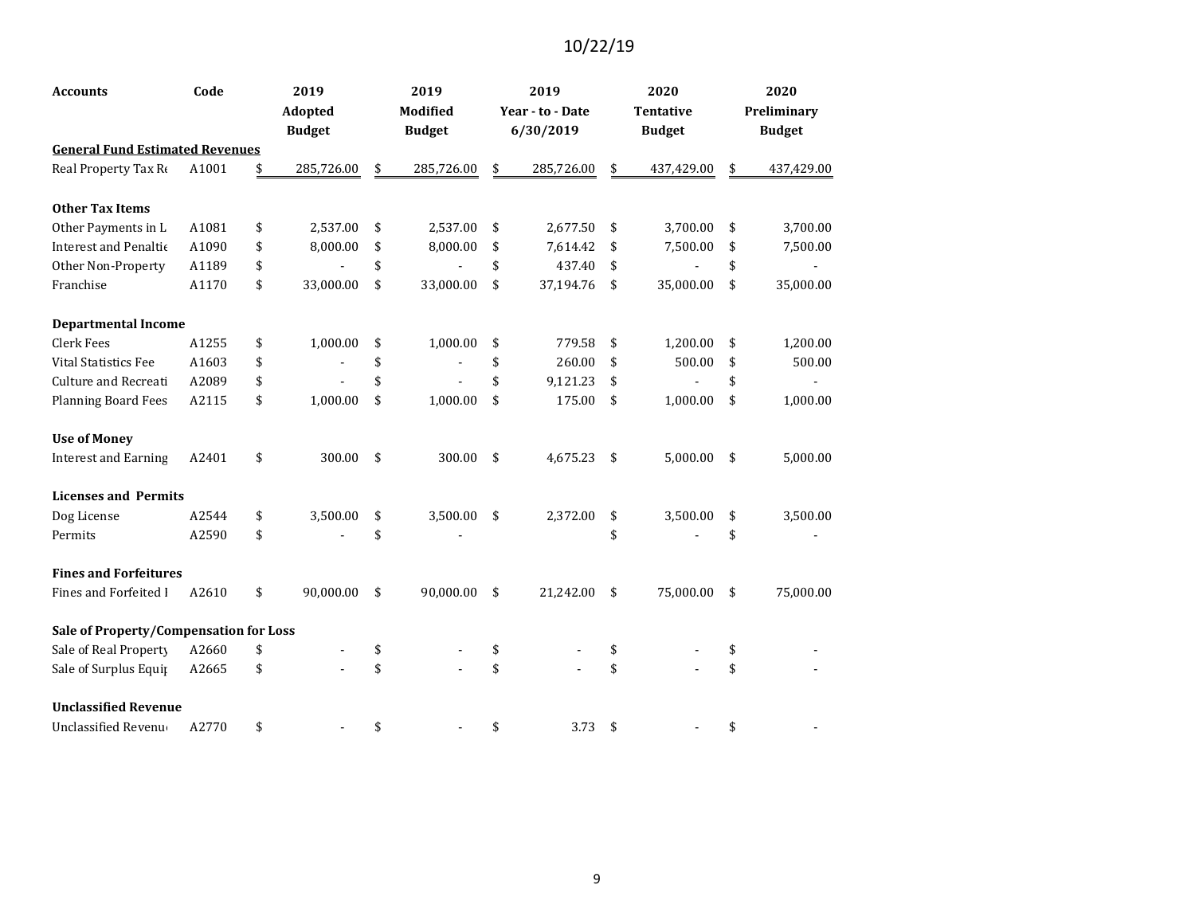10/22/19

| Accounts | Code | 2019 Adopted Budget | 2019 Modified Budget | 2019 Year - to - Date 6/30/2019 | 2020 Tentative Budget | 2020 Preliminary Budget |
|---|---|---|---|---|---|---|
| **General Fund Estimated Revenues** | | | | | | |
| Real Property Tax Re | A1001 | $ 285,726.00 | $ 285,726.00 | $ 285,726.00 | $ 437,429.00 | $ 437,429.00 |
| | | | | | | |
| **Other Tax Items** | | | | | | |
| Other Payments in L | A1081 | $ 2,537.00 | $ 2,537.00 | $ 2,677.50 | $ 3,700.00 | $ 3,700.00 |
| Interest and Penaltie | A1090 | $ 8,000.00 | $ 8,000.00 | $ 7,614.42 | $ 7,500.00 | $ 7,500.00 |
| Other Non-Property | A1189 | $ - | $ - | $ 437.40 | $ - | $ - |
| Franchise | A1170 | $ 33,000.00 | $ 33,000.00 | $ 37,194.76 | $ 35,000.00 | $ 35,000.00 |
| | | | | | | |
| **Departmental Income** | | | | | | |
| Clerk Fees | A1255 | $ 1,000.00 | $ 1,000.00 | $ 779.58 | $ 1,200.00 | $ 1,200.00 |
| Vital Statistics Fee | A1603 | $ - | $ - | $ 260.00 | $ 500.00 | $ 500.00 |
| Culture and Recreati | A2089 | $ - | $ - | $ 9,121.23 | $ - | $ - |
| Planning Board Fees | A2115 | $ 1,000.00 | $ 1,000.00 | $ 175.00 | $ 1,000.00 | $ 1,000.00 |
| | | | | | | |
| **Use of Money** | | | | | | |
| Interest and Earning | A2401 | $ 300.00 | $ 300.00 | $ 4,675.23 | $ 5,000.00 | $ 5,000.00 |
| | | | | | | |
| **Licenses and Permits** | | | | | | |
| Dog License | A2544 | $ 3,500.00 | $ 3,500.00 | $ 2,372.00 | $ 3,500.00 | $ 3,500.00 |
| Permits | A2590 | $ - | $ - | | $ - | $ - |
| | | | | | | |
| **Fines and Forfeitures** | | | | | | |
| Fines and Forfeited I | A2610 | $ 90,000.00 | $ 90,000.00 | $ 21,242.00 | $ 75,000.00 | $ 75,000.00 |
| | | | | | | |
| **Sale of Property/Compensation for Loss** | | | | | | |
| Sale of Real Property | A2660 | $ - | $ - | $ - | $ - | $ - |
| Sale of Surplus Equip | A2665 | $ - | $ - | $ - | $ - | $ - |
| | | | | | | |
| **Unclassified Revenue** | | | | | | |
| Unclassified Revenue | A2770 | $ - | $ - | $ 3.73 | $ - | $ - |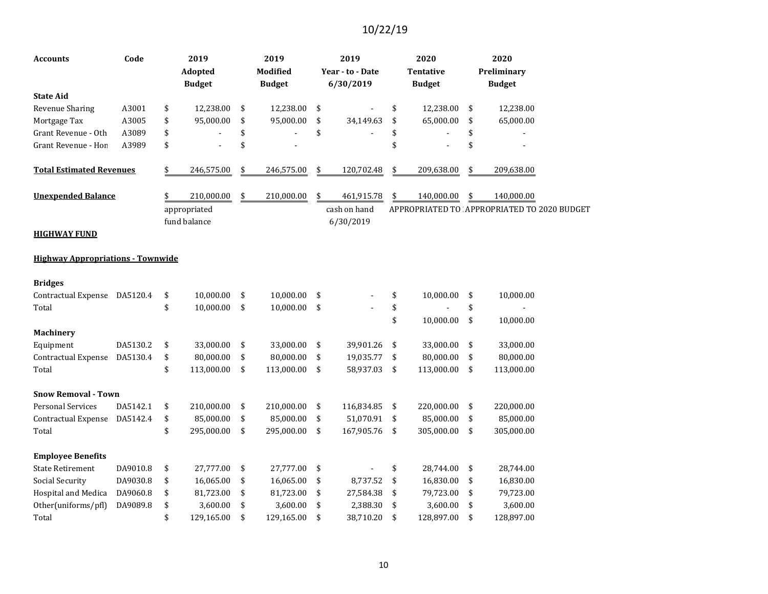10/22/19

| Accounts | Code | 2019 Adopted Budget | 2019 Modified Budget | 2019 Year - to - Date 6/30/2019 | 2020 Tentative Budget | 2020 Preliminary Budget |
|---|---|---|---|---|---|---|
| **State Aid** | | | | | | |
| Revenue Sharing | A3001 | $ 12,238.00 | $ 12,238.00 | $ - | $ 12,238.00 | $ 12,238.00 |
| Mortgage Tax | A3005 | $ 95,000.00 | $ 95,000.00 | $ 34,149.63 | $ 65,000.00 | $ 65,000.00 |
| Grant Revenue - Oth | A3089 | $ - | $ - | $ - | $ - | $ - |
| Grant Revenue - Hon | A3989 | $ - | $ - | | $ - | $ - |
| **Total Estimated Revenues** | | $ 246,575.00 | $ 246,575.00 | $ 120,702.48 | $ 209,638.00 | $ 209,638.00 |
| **Unexpended Balance** | | $ 210,000.00 | $ 210,000.00 | $ 461,915.78 | $ 140,000.00 | $ 140,000.00 |
| | | appropriated fund balance | | cash on hand 6/30/2019 | APPROPRIATED TO : | APPROPRIATED TO 2020 BUDGET |

**HIGHWAY FUND**

**Highway Appropriations - Townwide**

| Accounts | Code | 2019 Adopted Budget | 2019 Modified Budget | 2019 Year - to - Date 6/30/2019 | 2020 Tentative Budget | 2020 Preliminary Budget |
|---|---|---|---|---|---|---|
| **Bridges** | | | | | | |
| Contractual Expense | DA5120.4 | $ 10,000.00 | $ 10,000.00 | $ - | $ 10,000.00 | $ 10,000.00 |
| Total | | $ 10,000.00 | $ 10,000.00 | $ - | $ - | $ - |
| | | | | | $ 10,000.00 | $ 10,000.00 |
| **Machinery** | | | | | | |
| Equipment | DA5130.2 | $ 33,000.00 | $ 33,000.00 | $ 39,901.26 | $ 33,000.00 | $ 33,000.00 |
| Contractual Expense | DA5130.4 | $ 80,000.00 | $ 80,000.00 | $ 19,035.77 | $ 80,000.00 | $ 80,000.00 |
| Total | | $ 113,000.00 | $ 113,000.00 | $ 58,937.03 | $ 113,000.00 | $ 113,000.00 |
| **Snow Removal - Town** | | | | | | |
| Personal Services | DA5142.1 | $ 210,000.00 | $ 210,000.00 | $ 116,834.85 | $ 220,000.00 | $ 220,000.00 |
| Contractual Expense | DA5142.4 | $ 85,000.00 | $ 85,000.00 | $ 51,070.91 | $ 85,000.00 | $ 85,000.00 |
| Total | | $ 295,000.00 | $ 295,000.00 | $ 167,905.76 | $ 305,000.00 | $ 305,000.00 |
| **Employee Benefits** | | | | | | |
| State Retirement | DA9010.8 | $ 27,777.00 | $ 27,777.00 | $ - | $ 28,744.00 | $ 28,744.00 |
| Social Security | DA9030.8 | $ 16,065.00 | $ 16,065.00 | $ 8,737.52 | $ 16,830.00 | $ 16,830.00 |
| Hospital and Medica | DA9060.8 | $ 81,723.00 | $ 81,723.00 | $ 27,584.38 | $ 79,723.00 | $ 79,723.00 |
| Other(uniforms/pfl) | DA9089.8 | $ 3,600.00 | $ 3,600.00 | $ 2,388.30 | $ 3,600.00 | $ 3,600.00 |
| Total | | $ 129,165.00 | $ 129,165.00 | $ 38,710.20 | $ 128,897.00 | $ 128,897.00 |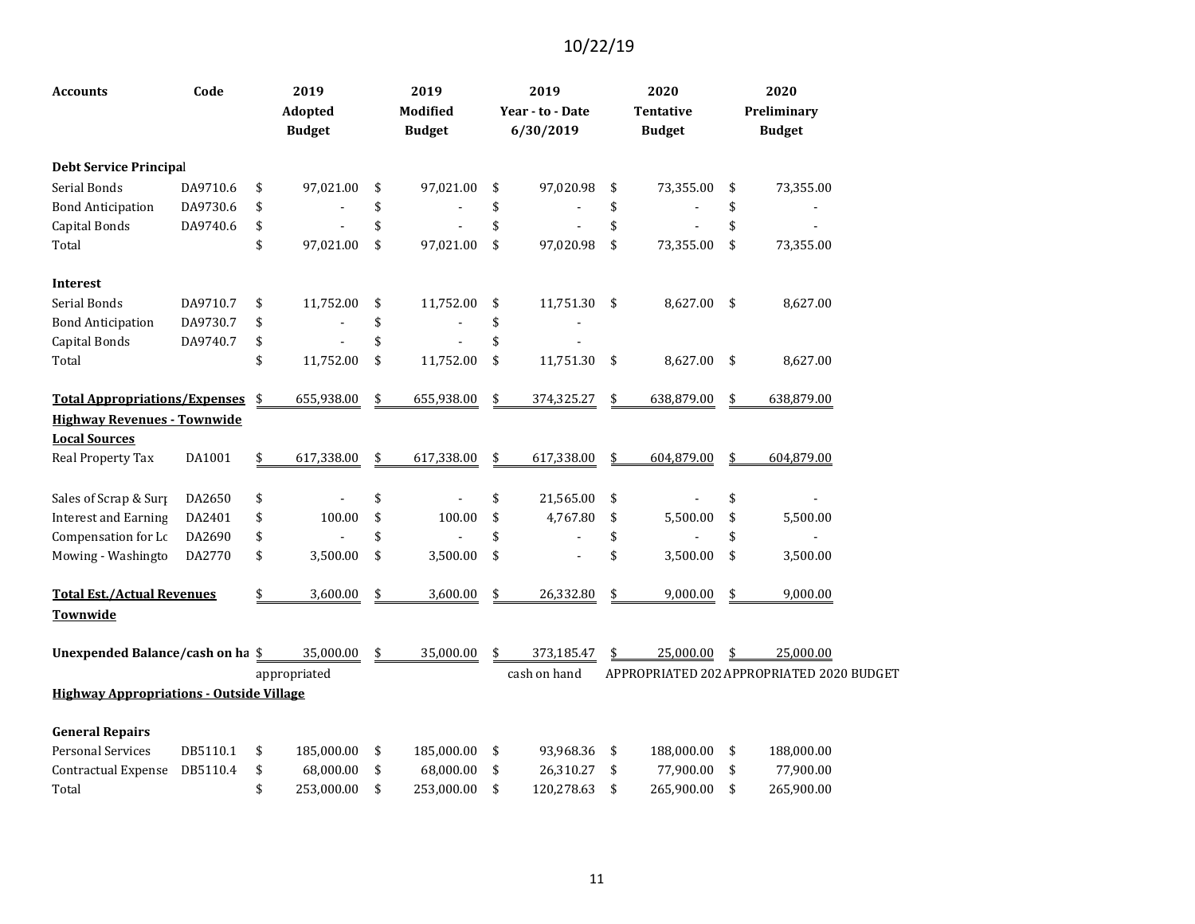10/22/19

| Accounts | Code | 2019 Adopted Budget | 2019 Modified Budget | 2019 Year - to - Date 6/30/2019 | 2020 Tentative Budget | 2020 Preliminary Budget |
|---|---|---|---|---|---|---|
| **Debt Service Principal** | | | | | | |
| Serial Bonds | DA9710.6 | $ 97,021.00 | $ 97,021.00 | $ 97,020.98 | $ 73,355.00 | $ 73,355.00 |
| Bond Anticipation | DA9730.6 | $ - | $ - | $ - | $ - | $ - |
| Capital Bonds | DA9740.6 | $ - | $ - | $ - | $ - | $ - |
| Total | | $ 97,021.00 | $ 97,021.00 | $ 97,020.98 | $ 73,355.00 | $ 73,355.00 |
| **Interest** | | | | | | |
| Serial Bonds | DA9710.7 | $ 11,752.00 | $ 11,752.00 | $ 11,751.30 | $ 8,627.00 | $ 8,627.00 |
| Bond Anticipation | DA9730.7 | $ - | $ - | $ - | | |
| Capital Bonds | DA9740.7 | $ - | $ - | $ - | | |
| Total | | $ 11,752.00 | $ 11,752.00 | $ 11,751.30 | $ 8,627.00 | $ 8,627.00 |
| **Total Appropriations/Expenses** | | $ 655,938.00 | $ 655,938.00 | $ 374,325.27 | $ 638,879.00 | $ 638,879.00 |
| **Highway Revenues - Townwide** | | | | | | |
| **Local Sources** | | | | | | |
| Real Property Tax | DA1001 | $ 617,338.00 | $ 617,338.00 | $ 617,338.00 | $ 604,879.00 | $ 604,879.00 |
| Sales of Scrap & Surp | DA2650 | $ - | $ - | $ 21,565.00 | $ - | $ - |
| Interest and Earning | DA2401 | $ 100.00 | $ 100.00 | $ 4,767.80 | $ 5,500.00 | $ 5,500.00 |
| Compensation for Lo | DA2690 | $ - | $ - | $ - | $ - | $ - |
| Mowing - Washingto | DA2770 | $ 3,500.00 | $ 3,500.00 | $ - | $ 3,500.00 | $ 3,500.00 |
| **Total Est./Actual Revenues Townwide** | | $ 3,600.00 | $ 3,600.00 | $ 26,332.80 | $ 9,000.00 | $ 9,000.00 |
| **Unexpended Balance/cash on ha** | | $ 35,000.00 | $ 35,000.00 | $ 373,185.47 | $ 25,000.00 | $ 25,000.00 |
| | | appropriated | | cash on hand | APPROPRIATED 202 | APPROPRIATED 2020 BUDGET |
| **Highway Appropriations - Outside Village** | | | | | | |
| **General Repairs** | | | | | | |
| Personal Services | DB5110.1 | $ 185,000.00 | $ 185,000.00 | $ 93,968.36 | $ 188,000.00 | $ 188,000.00 |
| Contractual Expense | DB5110.4 | $ 68,000.00 | $ 68,000.00 | $ 26,310.27 | $ 77,900.00 | $ 77,900.00 |
| Total | | $ 253,000.00 | $ 253,000.00 | $ 120,278.63 | $ 265,900.00 | $ 265,900.00 |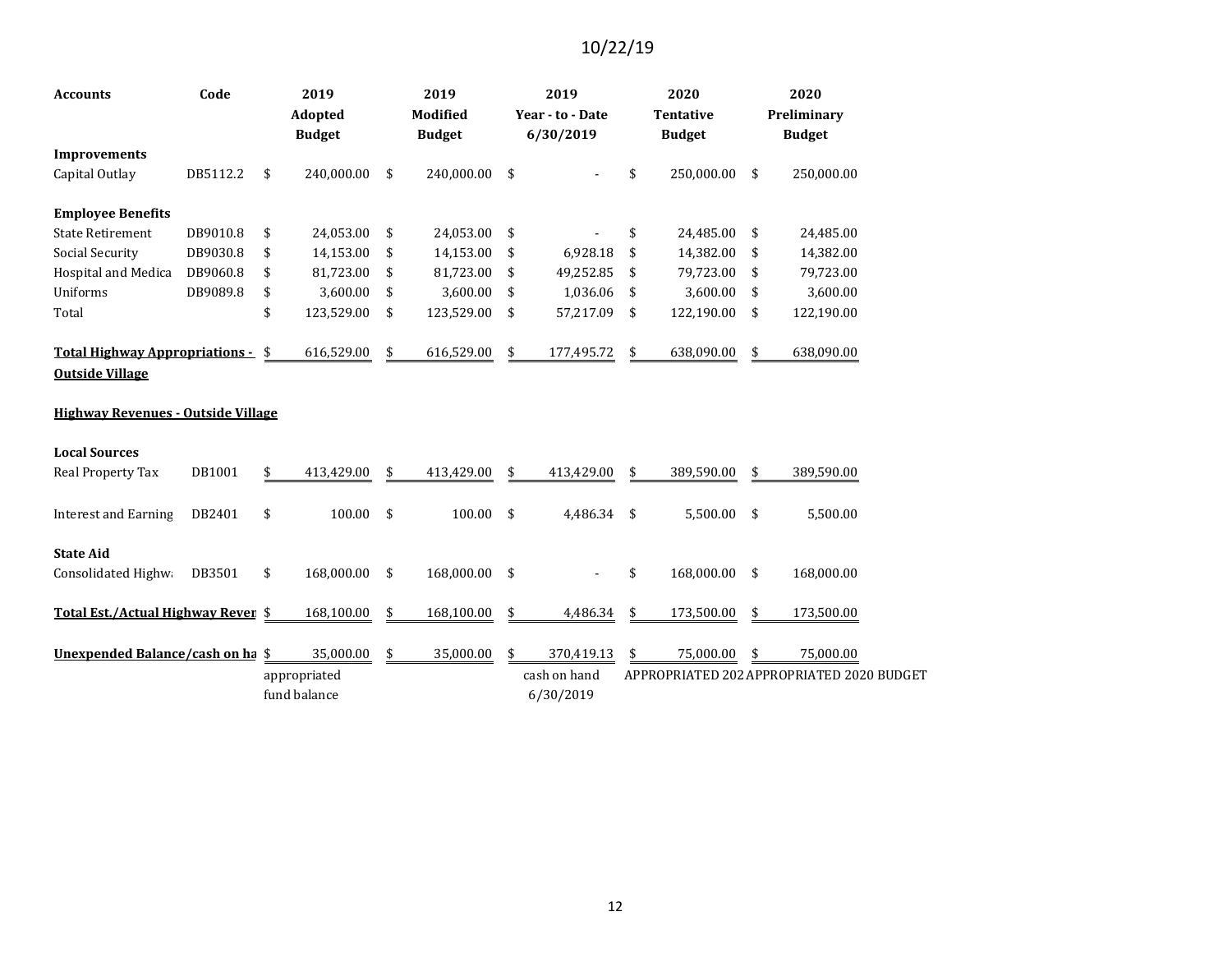10/22/19

| Accounts | Code | 2019 Adopted Budget | 2019 Modified Budget | 2019 Year - to - Date 6/30/2019 | 2020 Tentative Budget | 2020 Preliminary Budget |
|---|---|---|---|---|---|---|
| **Improvements** | | | | | | |
| Capital Outlay | DB5112.2 | $ 240,000.00 | $ 240,000.00 | $ - | $ 250,000.00 | $ 250,000.00 |
| | | | | | | |
| **Employee Benefits** | | | | | | |
| State Retirement | DB9010.8 | $ 24,053.00 | $ 24,053.00 | $ - | $ 24,485.00 | $ 24,485.00 |
| Social Security | DB9030.8 | $ 14,153.00 | $ 14,153.00 | $ 6,928.18 | $ 14,382.00 | $ 14,382.00 |
| Hospital and Medica | DB9060.8 | $ 81,723.00 | $ 81,723.00 | $ 49,252.85 | $ 79,723.00 | $ 79,723.00 |
| Uniforms | DB9089.8 | $ 3,600.00 | $ 3,600.00 | $ 1,036.06 | $ 3,600.00 | $ 3,600.00 |
| Total | | $ 123,529.00 | $ 123,529.00 | $ 57,217.09 | $ 122,190.00 | $ 122,190.00 |
| | | | | | | |
| **Total Highway Appropriations - Outside Village** | | $ 616,529.00 | $ 616,529.00 | $ 177,495.72 | $ 638,090.00 | $ 638,090.00 |
| | | | | | | |
| **Highway Revenues - Outside Village** | | | | | | |
| | | | | | | |
| **Local Sources** | | | | | | |
| Real Property Tax | DB1001 | $ 413,429.00 | $ 413,429.00 | $ 413,429.00 | $ 389,590.00 | $ 389,590.00 |
| | | | | | | |
| Interest and Earning | DB2401 | $ 100.00 | $ 100.00 | $ 4,486.34 | $ 5,500.00 | $ 5,500.00 |
| | | | | | | |
| **State Aid** | | | | | | |
| Consolidated Highw | DB3501 | $ 168,000.00 | $ 168,000.00 | $ - | $ 168,000.00 | $ 168,000.00 |
| | | | | | | |
| **Total Est./Actual Highway Reven** | | $ 168,100.00 | $ 168,100.00 | $ 4,486.34 | $ 173,500.00 | $ 173,500.00 |
| | | | | | | |
| **Unexpended Balance/cash on ha** | | $ 35,000.00 | $ 35,000.00 | $ 370,419.13 | $ 75,000.00 | $ 75,000.00 |
| | | appropriated fund balance | | cash on hand 6/30/2019 | APPROPRIATED 202 | APPROPRIATED 2020 BUDGET |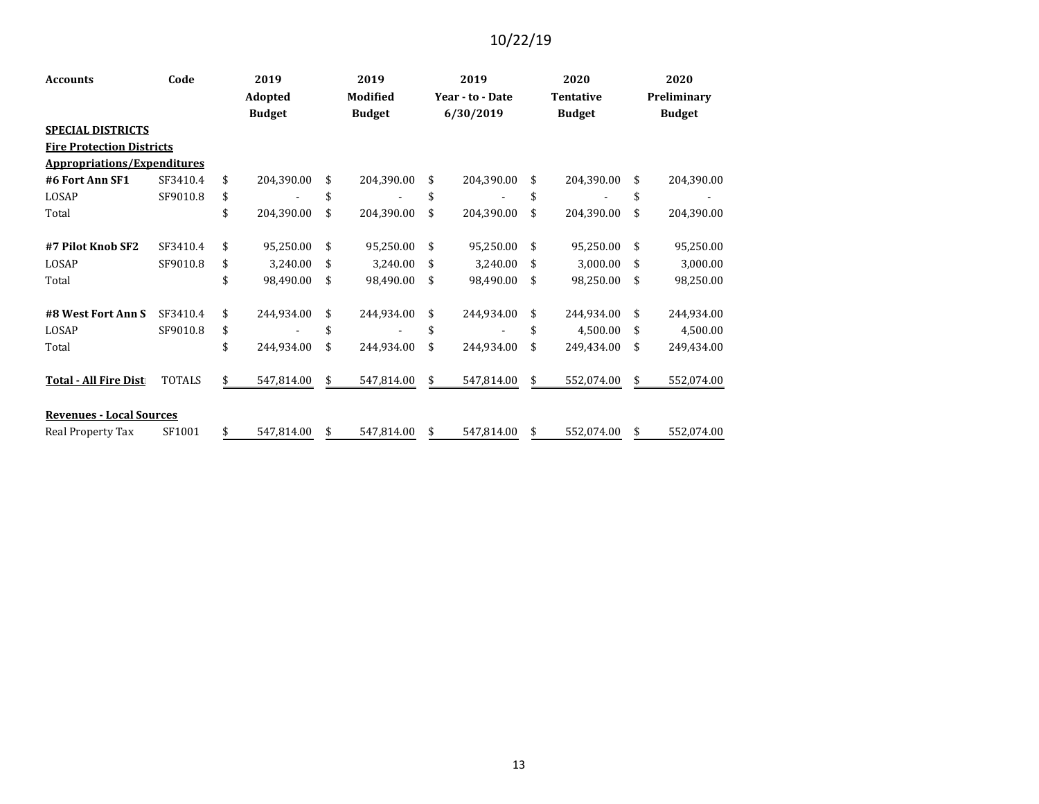10/22/19

| Accounts | Code | 2019 Adopted Budget | 2019 Modified Budget | 2019 Year - to - Date 6/30/2019 | 2020 Tentative Budget | 2020 Preliminary Budget |
|---|---|---|---|---|---|---|
| **SPECIAL DISTRICTS** | | | | | | |
| **Fire Protection Districts** | | | | | | |
| **Appropriations/Expenditures** | | | | | | |
| **#6 Fort Ann SF1** | SF3410.4 | $ 204,390.00 | $ 204,390.00 | $ 204,390.00 | $ 204,390.00 | $ 204,390.00 |
| LOSAP | SF9010.8 | $ - | $ - | $ - | $ - | $ - |
| Total | | $ 204,390.00 | $ 204,390.00 | $ 204,390.00 | $ 204,390.00 | $ 204,390.00 |
| | | | | | | |
| **#7 Pilot Knob SF2** | SF3410.4 | $ 95,250.00 | $ 95,250.00 | $ 95,250.00 | $ 95,250.00 | $ 95,250.00 |
| LOSAP | SF9010.8 | $ 3,240.00 | $ 3,240.00 | $ 3,240.00 | $ 3,000.00 | $ 3,000.00 |
| Total | | $ 98,490.00 | $ 98,490.00 | $ 98,490.00 | $ 98,250.00 | $ 98,250.00 |
| | | | | | | |
| **#8 West Fort Ann S** | SF3410.4 | $ 244,934.00 | $ 244,934.00 | $ 244,934.00 | $ 244,934.00 | $ 244,934.00 |
| LOSAP | SF9010.8 | $ - | $ - | $ - | $ 4,500.00 | $ 4,500.00 |
| Total | | $ 244,934.00 | $ 244,934.00 | $ 244,934.00 | $ 249,434.00 | $ 249,434.00 |
| | | | | | | |
| **Total - All Fire Dist** | TOTALS | $ 547,814.00 | $ 547,814.00 | $ 547,814.00 | $ 552,074.00 | $ 552,074.00 |
| | | | | | | |
| **Revenues - Local Sources** | | | | | | |
| Real Property Tax | SF1001 | $ 547,814.00 | $ 547,814.00 | $ 547,814.00 | $ 552,074.00 | $ 552,074.00 |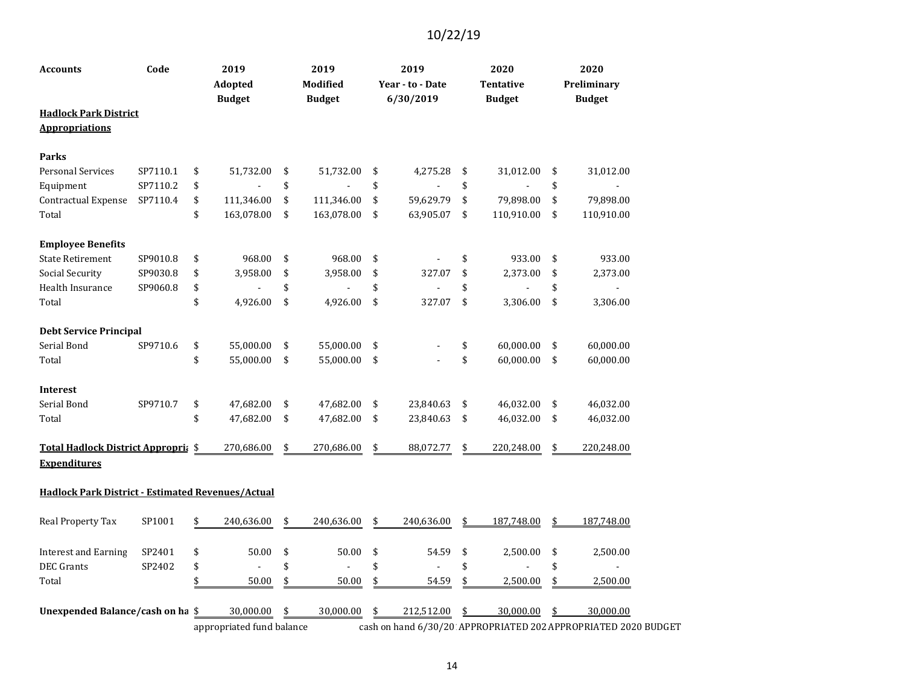10/22/19

| Accounts | Code | 2019 Adopted Budget | 2019 Modified Budget | 2019 Year - to - Date 6/30/2019 | 2020 Tentative Budget | 2020 Preliminary Budget |
|---|---|---|---|---|---|---|
| **Hadlock Park District Appropriations** | | | | | | |
| **Parks** | | | | | | |
| Personal Services | SP7110.1 | $ 51,732.00 | $ 51,732.00 | $ 4,275.28 | $ 31,012.00 | $ 31,012.00 |
| Equipment | SP7110.2 | $ - | $ - | $ - | $ - | $ - |
| Contractual Expense | SP7110.4 | $ 111,346.00 | $ 111,346.00 | $ 59,629.79 | $ 79,898.00 | $ 79,898.00 |
| Total | | $ 163,078.00 | $ 163,078.00 | $ 63,905.07 | $ 110,910.00 | $ 110,910.00 |
| **Employee Benefits** | | | | | | |
| State Retirement | SP9010.8 | $ 968.00 | $ 968.00 | $ - | $ 933.00 | $ 933.00 |
| Social Security | SP9030.8 | $ 3,958.00 | $ 3,958.00 | $ 327.07 | $ 2,373.00 | $ 2,373.00 |
| Health Insurance | SP9060.8 | $ - | $ - | $ - | $ - | $ - |
| Total | | $ 4,926.00 | $ 4,926.00 | $ 327.07 | $ 3,306.00 | $ 3,306.00 |
| **Debt Service Principal** | | | | | | |
| Serial Bond | SP9710.6 | $ 55,000.00 | $ 55,000.00 | $ - | $ 60,000.00 | $ 60,000.00 |
| Total | | $ 55,000.00 | $ 55,000.00 | $ - | $ 60,000.00 | $ 60,000.00 |
| **Interest** | | | | | | |
| Serial Bond | SP9710.7 | $ 47,682.00 | $ 47,682.00 | $ 23,840.63 | $ 46,032.00 | $ 46,032.00 |
| Total | | $ 47,682.00 | $ 47,682.00 | $ 23,840.63 | $ 46,032.00 | $ 46,032.00 |
| **Total Hadlock District Appropria Expenditures** | | $ 270,686.00 | $ 270,686.00 | $ 88,072.77 | $ 220,248.00 | $ 220,248.00 |
| **Hadlock Park District - Estimated Revenues/Actual** | | | | | | |
| Real Property Tax | SP1001 | $ 240,636.00 | $ 240,636.00 | $ 240,636.00 | $ 187,748.00 | $ 187,748.00 |
| Interest and Earning | SP2401 | $ 50.00 | $ 50.00 | $ 54.59 | $ 2,500.00 | $ 2,500.00 |
| DEC Grants | SP2402 | $ - | $ - | $ - | $ - | $ - |
| Total | | $ 50.00 | $ 50.00 | $ 54.59 | $ 2,500.00 | $ 2,500.00 |
| **Unexpended Balance/cash on ha** | | $ 30,000.00 | $ 30,000.00 | $ 212,512.00 | $ 30,000.00 | $ 30,000.00 |
| | | appropriated fund balance | | cash on hand 6/30/20 | APPROPRIATED 202 | APPROPRIATED 2020 BUDGET |